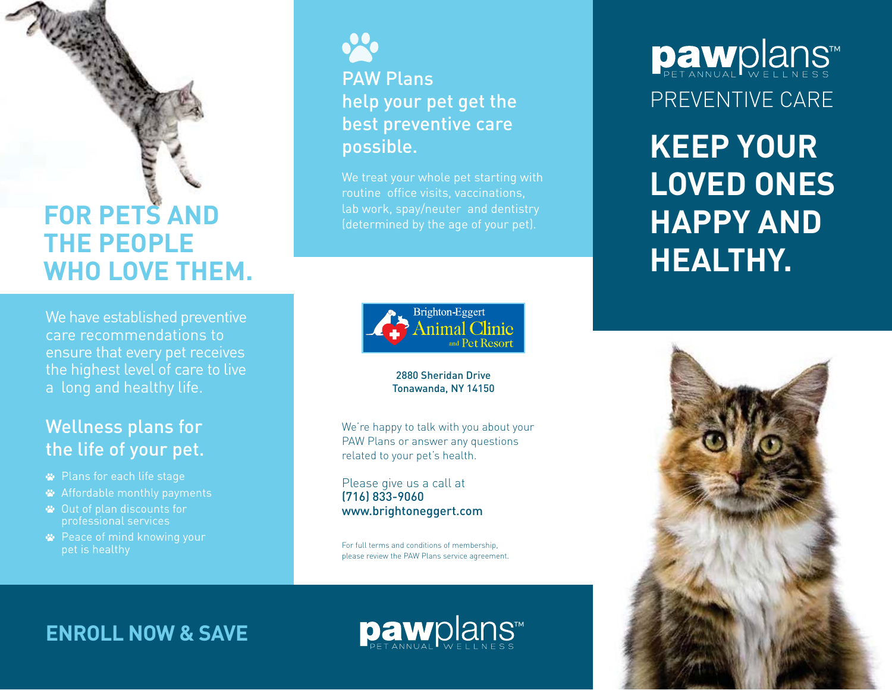# FOR PETS AND THE PEOPLE WHO LOVE THEM.

We have established preventive care recommendations to ensure that every pet receives the highest level of care to live a long and healthy life.

## Wellness plans for the life of your pet.

- Plans for each life stage
- Affordable monthly payments
- Out of plan discounts for professional services
- Peace of mind knowing your pet is healthy

## ENROLL NOW & SAVE

## PAW Plans help your pet get the best preventive care possible.

We treat your whole pet starting with routine office visits, vaccinations, lab work, spay/neuter and dentistry (determined by the age of your pet).

Brighton-Eggert Animal Clinic and Pet Resort

2880 Sheridan Drive
Tonawanda, NY 14150

We're happy to talk with you about your PAW Plans or answer any questions related to your pet's health.

Please give us a call at
(716) 833-9060
www.brightoneggert.com

For full terms and conditions of membership, please review the PAW Plans service agreement.

pawplans™ PET ANNUAL WELLNESS

pawplans™ PET ANNUAL WELLNESS

PREVENTIVE CARE

# KEEP YOUR LOVED ONES HAPPY AND HEALTHY.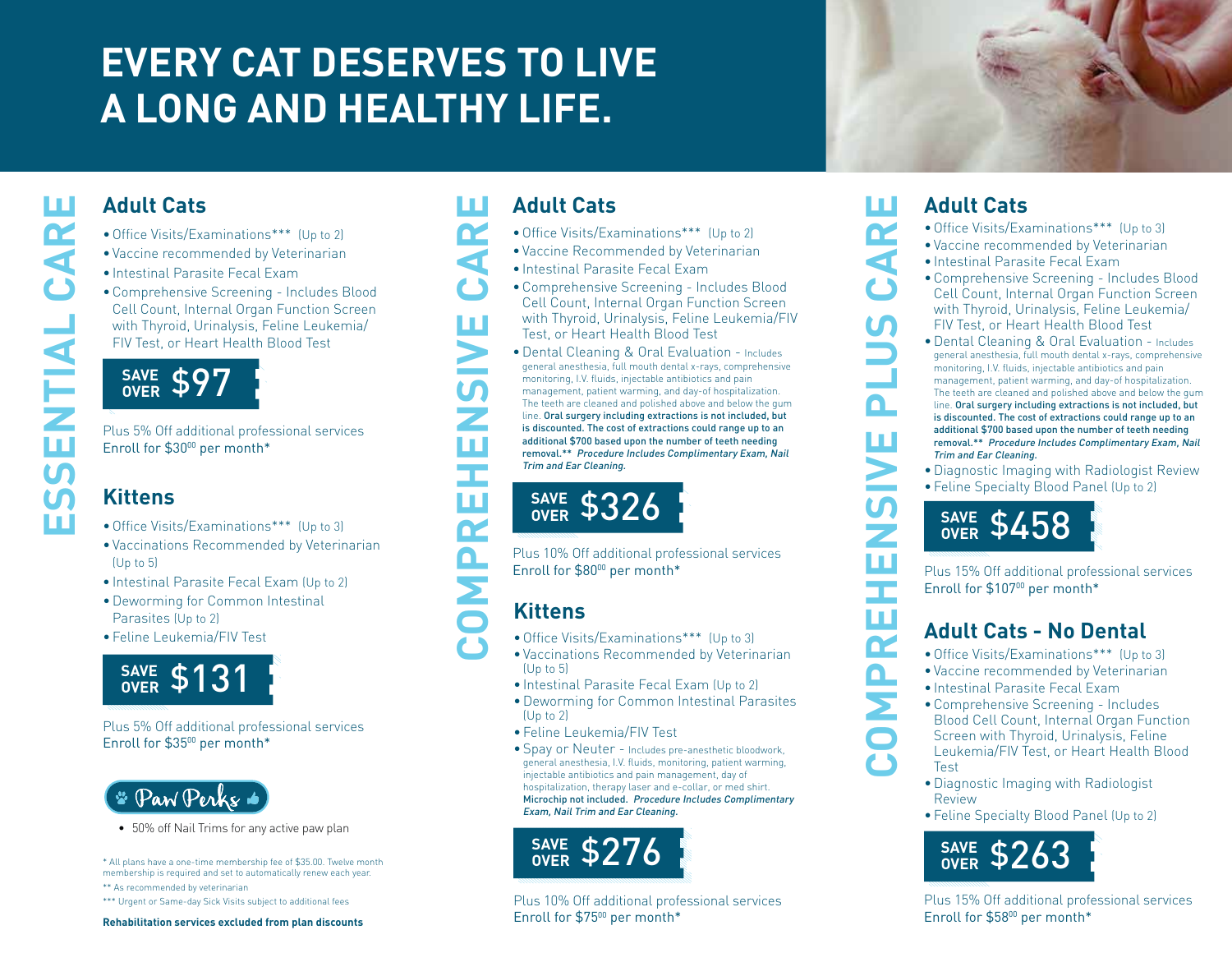# EVERY CAT DESERVES TO LIVE A LONG AND HEALTHY LIFE.

## ESSENTIAL CARE

### Adult Cats

- Office Visits/Examinations*** (Up to 2)
- Vaccine recommended by Veterinarian
- Intestinal Parasite Fecal Exam
- Comprehensive Screening - Includes Blood Cell Count, Internal Organ Function Screen with Thyroid, Urinalysis, Feline Leukemia/FIV Test, or Heart Health Blood Test

**SAVE OVER $97**

Plus 5% Off additional professional services
Enroll for $30[00] per month*

### Kittens

- Office Visits/Examinations*** (Up to 3)
- Vaccinations Recommended by Veterinarian (Up to 5)
- Intestinal Parasite Fecal Exam (Up to 2)
- Deworming for Common Intestinal Parasites (Up to 2)
- Feline Leukemia/FIV Test

**SAVE OVER $131**

Plus 5% Off additional professional services
Enroll for $35[00] per month*

**Paw Perks**

- 50% off Nail Trims for any active paw plan

\* All plans have a one-time membership fee of $35.00. Twelve month membership is required and set to automatically renew each year.

** As recommended by veterinarian

*** Urgent or Same-day Sick Visits subject to additional fees

**Rehabilitation services excluded from plan discounts**

## COMPREHENSIVE CARE

### Adult Cats

- Office Visits/Examinations*** (Up to 2)
- Vaccine Recommended by Veterinarian
- Intestinal Parasite Fecal Exam
- Comprehensive Screening - Includes Blood Cell Count, Internal Organ Function Screen with Thyroid, Urinalysis, Feline Leukemia/FIV Test, or Heart Health Blood Test
- Dental Cleaning & Oral Evaluation - Includes general anesthesia, full mouth dental x-rays, comprehensive monitoring, I.V. fluids, injectable antibiotics and pain management, patient warming, and day-of hospitalization. The teeth are cleaned and polished above and below the gum line. **Oral surgery including extractions is not included, but is discounted. The cost of extractions could range up to an additional $700 based upon the number of teeth needing removal.** ***Procedure Includes Complimentary Exam, Nail Trim and Ear Cleaning.***

**SAVE OVER $326**

Plus 10% Off additional professional services
Enroll for $80[00] per month*

### Kittens

- Office Visits/Examinations*** (Up to 3)
- Vaccinations Recommended by Veterinarian (Up to 5)
- Intestinal Parasite Fecal Exam (Up to 2)
- Deworming for Common Intestinal Parasites (Up to 2)
- Feline Leukemia/FIV Test
- Spay or Neuter - Includes pre-anesthetic bloodwork, general anesthesia, I.V. fluids, monitoring, patient warming, injectable antibiotics and pain management, day of hospitalization, therapy laser and e-collar, or med shirt. **Microchip not included.** ***Procedure Includes Complimentary Exam, Nail Trim and Ear Cleaning.***

**SAVE OVER $276**

Plus 10% Off additional professional services
Enroll for $75[00] per month*

## COMPREHENSIVE PLUS CARE

### Adult Cats

- Office Visits/Examinations*** (Up to 3)
- Vaccine recommended by Veterinarian
- Intestinal Parasite Fecal Exam
- Comprehensive Screening - Includes Blood Cell Count, Internal Organ Function Screen with Thyroid, Urinalysis, Feline Leukemia/FIV Test, or Heart Health Blood Test
- Dental Cleaning & Oral Evaluation - Includes general anesthesia, full mouth dental x-rays, comprehensive monitoring, I.V. fluids, injectable antibiotics and pain management, patient warming, and day-of hospitalization. The teeth are cleaned and polished above and below the gum line. **Oral surgery including extractions is not included, but is discounted. The cost of extractions could range up to an additional $700 based upon the number of teeth needing removal.** ***Procedure Includes Complimentary Exam, Nail Trim and Ear Cleaning.***
- Diagnostic Imaging with Radiologist Review
- Feline Specialty Blood Panel (Up to 2)

**SAVE OVER $458**

Plus 15% Off additional professional services
Enroll for $107[00] per month*

### Adult Cats - No Dental

- Office Visits/Examinations*** (Up to 3)
- Vaccine recommended by Veterinarian
- Intestinal Parasite Fecal Exam
- Comprehensive Screening - Includes Blood Cell Count, Internal Organ Function Screen with Thyroid, Urinalysis, Feline Leukemia/FIV Test, or Heart Health Blood Test
- Diagnostic Imaging with Radiologist Review
- Feline Specialty Blood Panel (Up to 2)

**SAVE OVER $263**

Plus 15% Off additional professional services
Enroll for $58[00] per month*